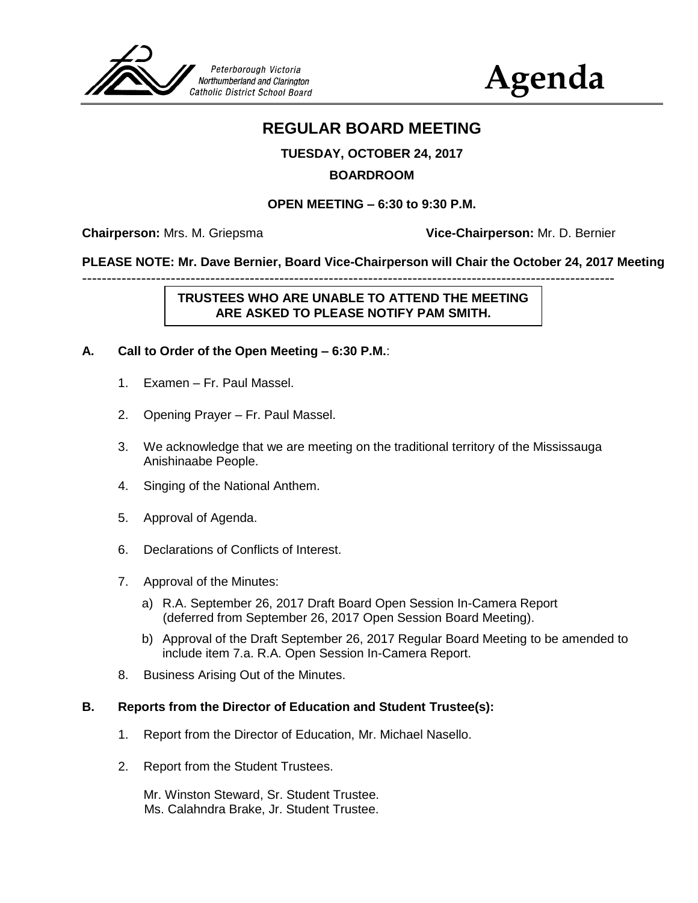Peterborough Victoria Northumberland and Clarington Catholic District School Board

# Agenda

## REGULAR BOARD MEETING

**TUESDAY, OCTOBER 24, 2017**

**BOARDROOM**

**OPEN MEETING – 6:30 to 9:30 P.M.**

**Chairperson:** Mrs. M. Griepsma **Vice-Chairperson:** Mr. D. Bernier

**PLEASE NOTE: Mr. Dave Bernier, Board Vice-Chairperson will Chair the October 24, 2017 Meeting**

---

**TRUSTEES WHO ARE UNABLE TO ATTEND THE MEETING ARE ASKED TO PLEASE NOTIFY PAM SMITH.**

### A. Call to Order of the Open Meeting – 6:30 P.M.:

1. Examen – Fr. Paul Massel.
2. Opening Prayer – Fr. Paul Massel.
3. We acknowledge that we are meeting on the traditional territory of the Mississauga Anishinaabe People.
4. Singing of the National Anthem.
5. Approval of Agenda.
6. Declarations of Conflicts of Interest.
7. Approval of the Minutes:
   a) R.A. September 26, 2017 Draft Board Open Session In-Camera Report (deferred from September 26, 2017 Open Session Board Meeting).
   b) Approval of the Draft September 26, 2017 Regular Board Meeting to be amended to include item 7.a. R.A. Open Session In-Camera Report.
8. Business Arising Out of the Minutes.

### B. Reports from the Director of Education and Student Trustee(s):

1. Report from the Director of Education, Mr. Michael Nasello.
2. Report from the Student Trustees.

   Mr. Winston Steward, Sr. Student Trustee.
   Ms. Calahndra Brake, Jr. Student Trustee.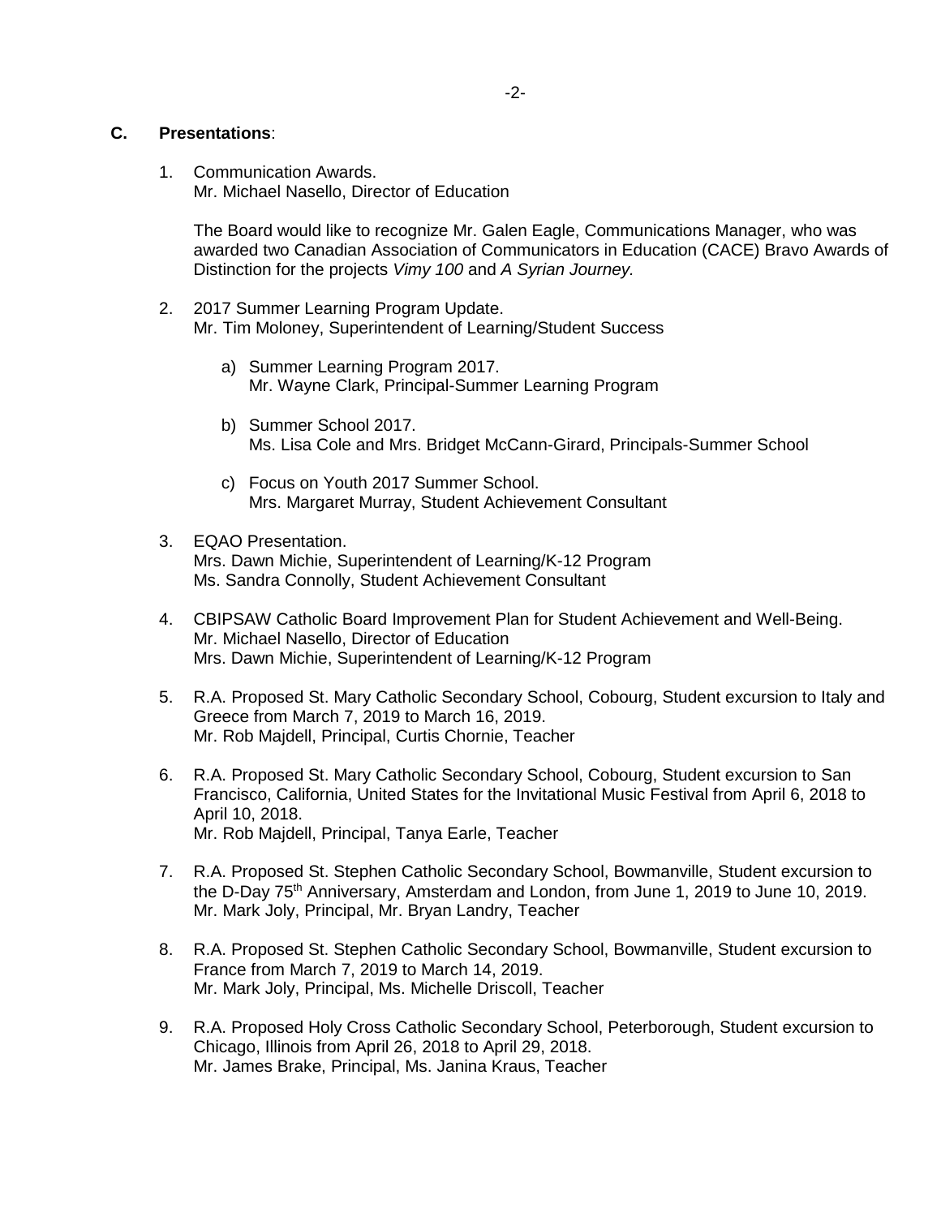## C. **Presentations**:

1. Communication Awards.
   Mr. Michael Nasello, Director of Education

   The Board would like to recognize Mr. Galen Eagle, Communications Manager, who was awarded two Canadian Association of Communicators in Education (CACE) Bravo Awards of Distinction for the projects *Vimy 100* and *A Syrian Journey.*

2. 2017 Summer Learning Program Update.
   Mr. Tim Moloney, Superintendent of Learning/Student Success

   a) Summer Learning Program 2017.
      Mr. Wayne Clark, Principal-Summer Learning Program

   b) Summer School 2017.
      Ms. Lisa Cole and Mrs. Bridget McCann-Girard, Principals-Summer School

   c) Focus on Youth 2017 Summer School.
      Mrs. Margaret Murray, Student Achievement Consultant

3. EQAO Presentation.
   Mrs. Dawn Michie, Superintendent of Learning/K-12 Program
   Ms. Sandra Connolly, Student Achievement Consultant

4. CBIPSAW Catholic Board Improvement Plan for Student Achievement and Well-Being.
   Mr. Michael Nasello, Director of Education
   Mrs. Dawn Michie, Superintendent of Learning/K-12 Program

5. R.A. Proposed St. Mary Catholic Secondary School, Cobourg, Student excursion to Italy and Greece from March 7, 2019 to March 16, 2019.
   Mr. Rob Majdell, Principal, Curtis Chornie, Teacher

6. R.A. Proposed St. Mary Catholic Secondary School, Cobourg, Student excursion to San Francisco, California, United States for the Invitational Music Festival from April 6, 2018 to April 10, 2018.
   Mr. Rob Majdell, Principal, Tanya Earle, Teacher

7. R.A. Proposed St. Stephen Catholic Secondary School, Bowmanville, Student excursion to the D-Day 75th Anniversary, Amsterdam and London, from June 1, 2019 to June 10, 2019.
   Mr. Mark Joly, Principal, Mr. Bryan Landry, Teacher

8. R.A. Proposed St. Stephen Catholic Secondary School, Bowmanville, Student excursion to France from March 7, 2019 to March 14, 2019.
   Mr. Mark Joly, Principal, Ms. Michelle Driscoll, Teacher

9. R.A. Proposed Holy Cross Catholic Secondary School, Peterborough, Student excursion to Chicago, Illinois from April 26, 2018 to April 29, 2018.
   Mr. James Brake, Principal, Ms. Janina Kraus, Teacher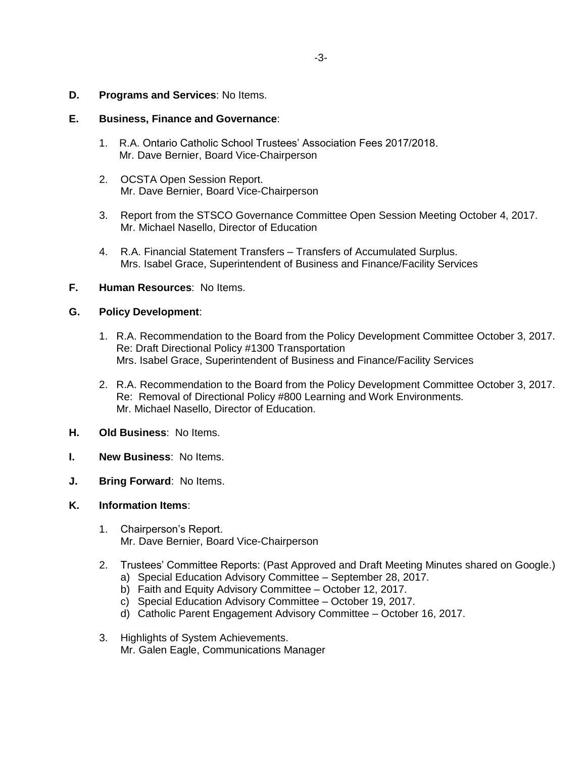**D. Programs and Services**: No Items.

**E. Business, Finance and Governance**:

1. R.A. Ontario Catholic School Trustees' Association Fees 2017/2018.
   Mr. Dave Bernier, Board Vice-Chairperson

2. OCSTA Open Session Report.
   Mr. Dave Bernier, Board Vice-Chairperson

3. Report from the STSCO Governance Committee Open Session Meeting October 4, 2017.
   Mr. Michael Nasello, Director of Education

4. R.A. Financial Statement Transfers – Transfers of Accumulated Surplus.
   Mrs. Isabel Grace, Superintendent of Business and Finance/Facility Services

**F. Human Resources**: No Items.

**G. Policy Development**:

1. R.A. Recommendation to the Board from the Policy Development Committee October 3, 2017.
   Re: Draft Directional Policy #1300 Transportation
   Mrs. Isabel Grace, Superintendent of Business and Finance/Facility Services

2. R.A. Recommendation to the Board from the Policy Development Committee October 3, 2017.
   Re: Removal of Directional Policy #800 Learning and Work Environments.
   Mr. Michael Nasello, Director of Education.

**H. Old Business**: No Items.

**I. New Business**: No Items.

**J. Bring Forward**: No Items.

**K. Information Items**:

1. Chairperson's Report.
   Mr. Dave Bernier, Board Vice-Chairperson

2. Trustees' Committee Reports: (Past Approved and Draft Meeting Minutes shared on Google.)
   a) Special Education Advisory Committee – September 28, 2017.
   b) Faith and Equity Advisory Committee – October 12, 2017.
   c) Special Education Advisory Committee – October 19, 2017.
   d) Catholic Parent Engagement Advisory Committee – October 16, 2017.

3. Highlights of System Achievements.
   Mr. Galen Eagle, Communications Manager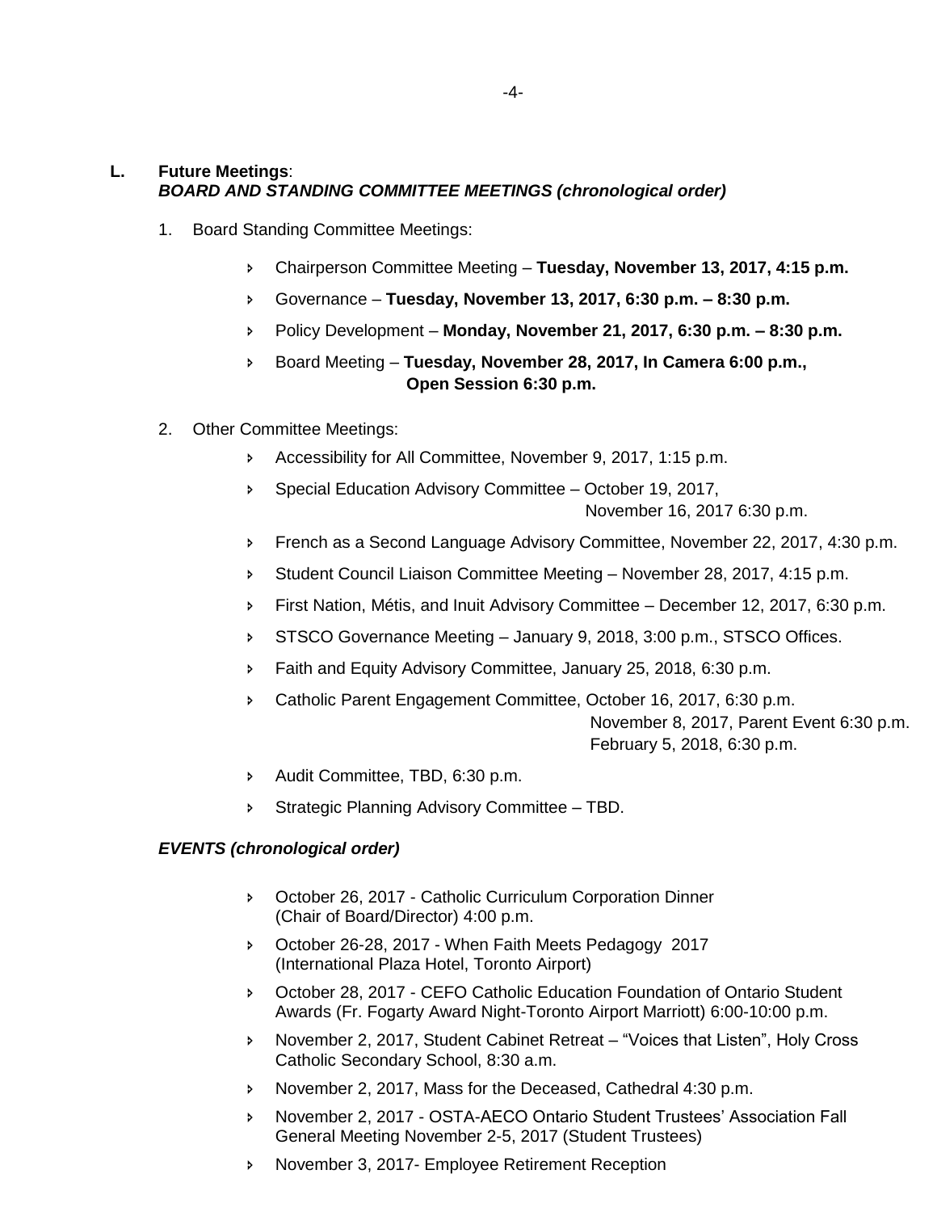## L. Future Meetings:

***BOARD AND STANDING COMMITTEE MEETINGS (chronological order)***

1. Board Standing Committee Meetings:

   - Chairperson Committee Meeting – **Tuesday, November 13, 2017, 4:15 p.m.**
   - Governance – **Tuesday, November 13, 2017, 6:30 p.m. – 8:30 p.m.**
   - Policy Development – **Monday, November 21, 2017, 6:30 p.m. – 8:30 p.m.**
   - Board Meeting – **Tuesday, November 28, 2017, In Camera 6:00 p.m., Open Session 6:30 p.m.**

2. Other Committee Meetings:

   - Accessibility for All Committee, November 9, 2017, 1:15 p.m.
   - Special Education Advisory Committee – October 19, 2017,
     November 16, 2017 6:30 p.m.
   - French as a Second Language Advisory Committee, November 22, 2017, 4:30 p.m.
   - Student Council Liaison Committee Meeting – November 28, 2017, 4:15 p.m.
   - First Nation, Métis, and Inuit Advisory Committee – December 12, 2017, 6:30 p.m.
   - STSCO Governance Meeting – January 9, 2018, 3:00 p.m., STSCO Offices.
   - Faith and Equity Advisory Committee, January 25, 2018, 6:30 p.m.
   - Catholic Parent Engagement Committee, October 16, 2017, 6:30 p.m.
     November 8, 2017, Parent Event 6:30 p.m.
     February 5, 2018, 6:30 p.m.
   - Audit Committee, TBD, 6:30 p.m.
   - Strategic Planning Advisory Committee – TBD.

***EVENTS (chronological order)***

- October 26, 2017 - Catholic Curriculum Corporation Dinner (Chair of Board/Director) 4:00 p.m.
- October 26-28, 2017 - When Faith Meets Pedagogy 2017 (International Plaza Hotel, Toronto Airport)
- October 28, 2017 - CEFO Catholic Education Foundation of Ontario Student Awards (Fr. Fogarty Award Night-Toronto Airport Marriott) 6:00-10:00 p.m.
- November 2, 2017, Student Cabinet Retreat – "Voices that Listen", Holy Cross Catholic Secondary School, 8:30 a.m.
- November 2, 2017, Mass for the Deceased, Cathedral 4:30 p.m.
- November 2, 2017 - OSTA-AECO Ontario Student Trustees' Association Fall General Meeting November 2-5, 2017 (Student Trustees)
- November 3, 2017- Employee Retirement Reception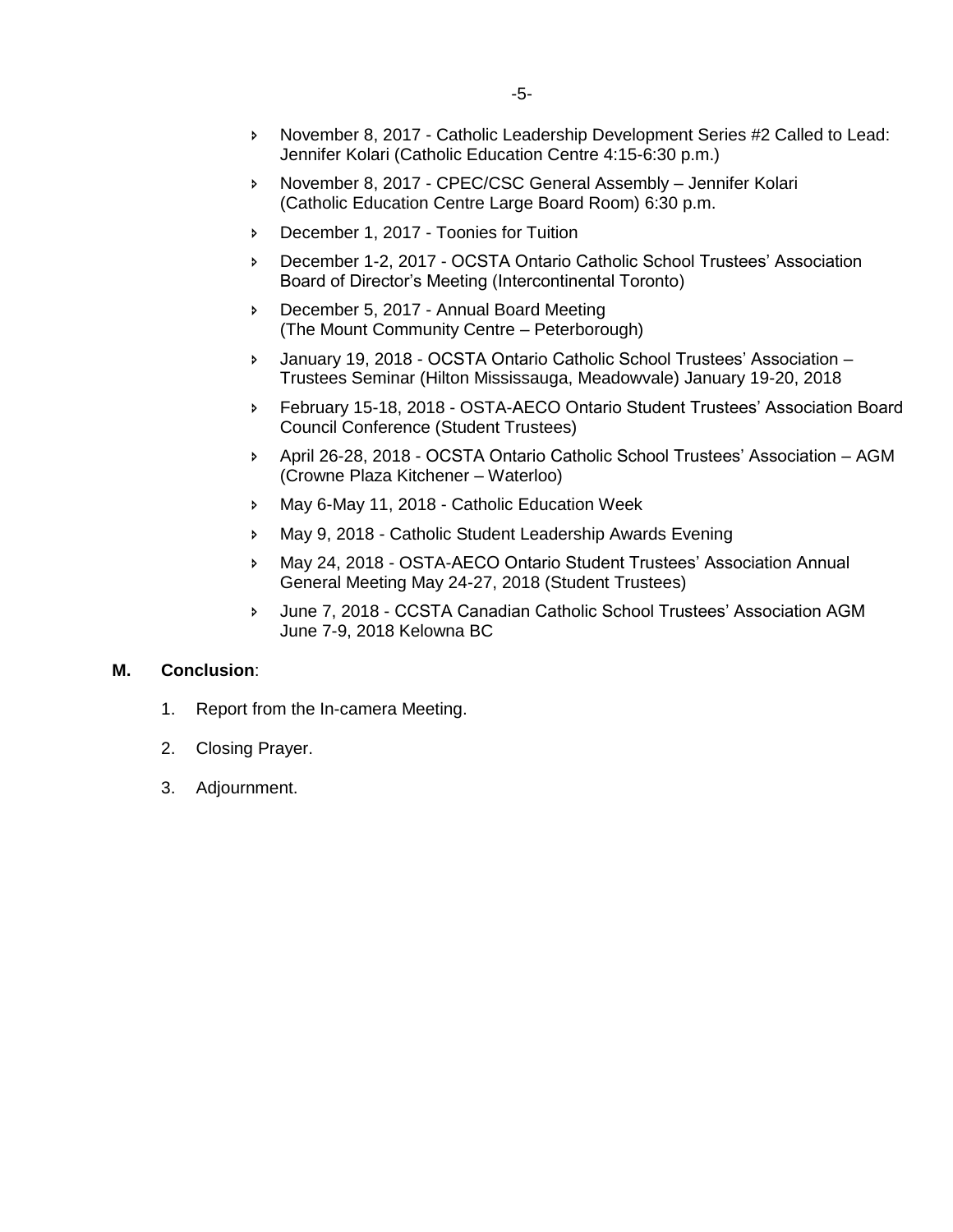- November 8, 2017 - Catholic Leadership Development Series #2 Called to Lead: Jennifer Kolari (Catholic Education Centre 4:15-6:30 p.m.)
- November 8, 2017 - CPEC/CSC General Assembly – Jennifer Kolari (Catholic Education Centre Large Board Room) 6:30 p.m.
- December 1, 2017 - Toonies for Tuition
- December 1-2, 2017 - OCSTA Ontario Catholic School Trustees' Association Board of Director's Meeting (Intercontinental Toronto)
- December 5, 2017 - Annual Board Meeting (The Mount Community Centre – Peterborough)
- January 19, 2018 - OCSTA Ontario Catholic School Trustees' Association – Trustees Seminar (Hilton Mississauga, Meadowvale) January 19-20, 2018
- February 15-18, 2018 - OSTA-AECO Ontario Student Trustees' Association Board Council Conference (Student Trustees)
- April 26-28, 2018 - OCSTA Ontario Catholic School Trustees' Association – AGM (Crowne Plaza Kitchener – Waterloo)
- May 6-May 11, 2018 - Catholic Education Week
- May 9, 2018 - Catholic Student Leadership Awards Evening
- May 24, 2018 - OSTA-AECO Ontario Student Trustees' Association Annual General Meeting May 24-27, 2018 (Student Trustees)
- June 7, 2018 - CCSTA Canadian Catholic School Trustees' Association AGM June 7-9, 2018 Kelowna BC

**M. Conclusion**:

1. Report from the In-camera Meeting.
2. Closing Prayer.
3. Adjournment.